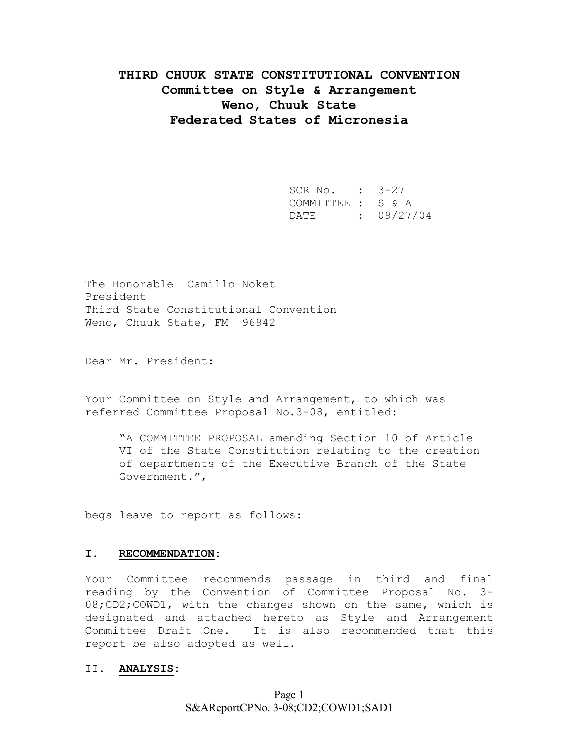# THIRD CHUUK STATE CONSTITUTIONAL CONVENTION
## Committee on Style & Arrangement
## Weno, Chuuk State
## Federated States of Micronesia

---

SCR No. : 3-27
COMMITTEE : S & A
DATE : 09/27/04

The Honorable Camillo Noket
President
Third State Constitutional Convention
Weno, Chuuk State, FM 96942

Dear Mr. President:

Your Committee on Style and Arrangement, to which was referred Committee Proposal No.3-08, entitled:

> "A COMMITTEE PROPOSAL amending Section 10 of Article VI of the State Constitution relating to the creation of departments of the Executive Branch of the State Government.",

begs leave to report as follows:

**I. <u>RECOMMENDATION</u>:**

Your Committee recommends passage in third and final reading by the Convention of Committee Proposal No. 3-08;CD2;COWD1, with the changes shown on the same, which is designated and attached hereto as Style and Arrangement Committee Draft One. It is also recommended that this report be also adopted as well.

**II. <u>ANALYSIS</u>:**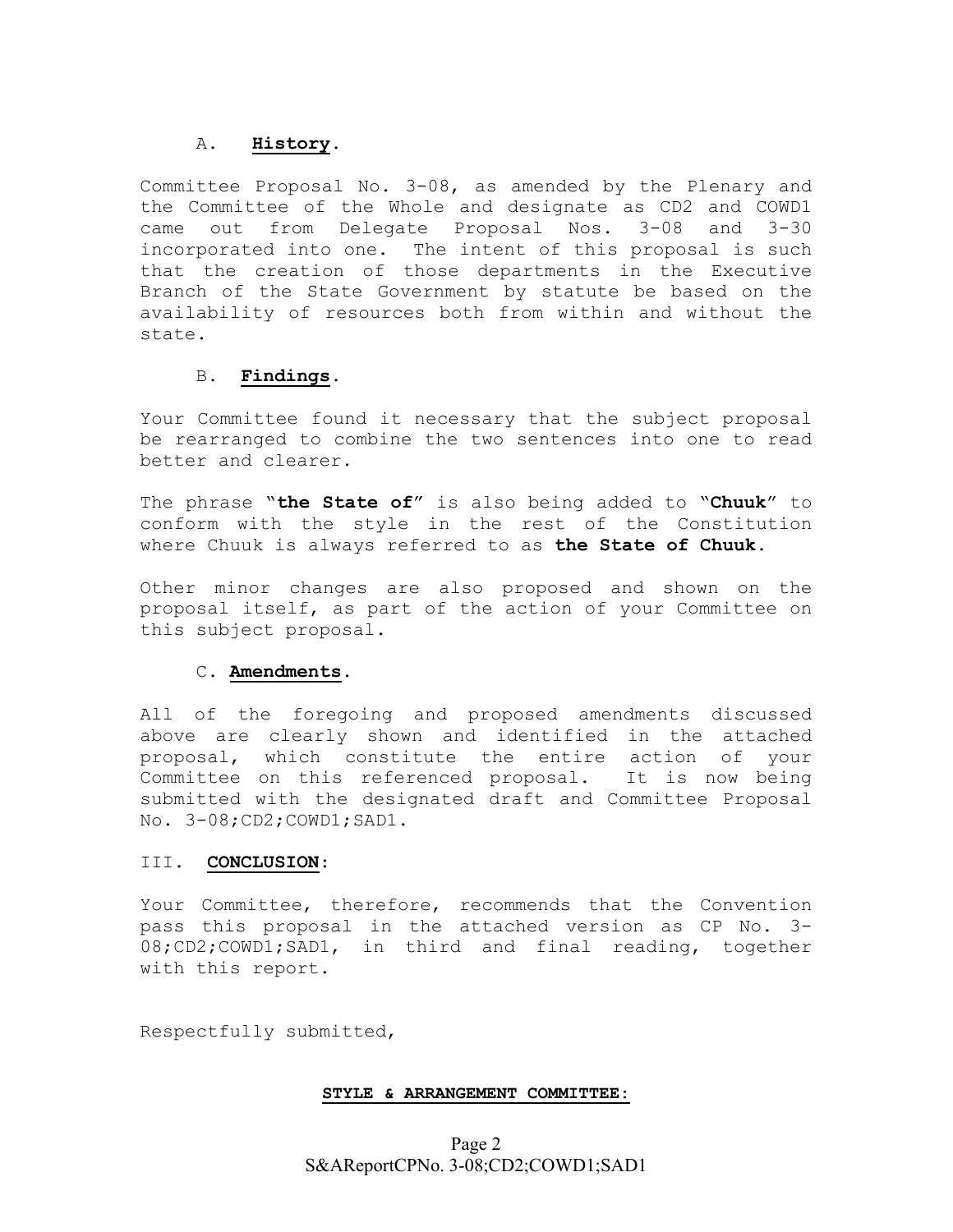### A. **History**.

Committee Proposal No. 3-08, as amended by the Plenary and the Committee of the Whole and designate as CD2 and COWD1 came out from Delegate Proposal Nos. 3-08 and 3-30 incorporated into one. The intent of this proposal is such that the creation of those departments in the Executive Branch of the State Government by statute be based on the availability of resources both from within and without the state.

### B. **Findings**.

Your Committee found it necessary that the subject proposal be rearranged to combine the two sentences into one to read better and clearer.

The phrase "**the State of**" is also being added to "**Chuuk**" to conform with the style in the rest of the Constitution where Chuuk is always referred to as **the State of Chuuk.**

Other minor changes are also proposed and shown on the proposal itself, as part of the action of your Committee on this subject proposal.

### C. **Amendments**.

All of the foregoing and proposed amendments discussed above are clearly shown and identified in the attached proposal, which constitute the entire action of your Committee on this referenced proposal. It is now being submitted with the designated draft and Committee Proposal No. 3-08;CD2;COWD1;SAD1.

## III. **CONCLUSION**:

Your Committee, therefore, recommends that the Convention pass this proposal in the attached version as CP No. 3-08;CD2;COWD1;SAD1, in third and final reading, together with this report.

Respectfully submitted,

**STYLE & ARRANGEMENT COMMITTEE:**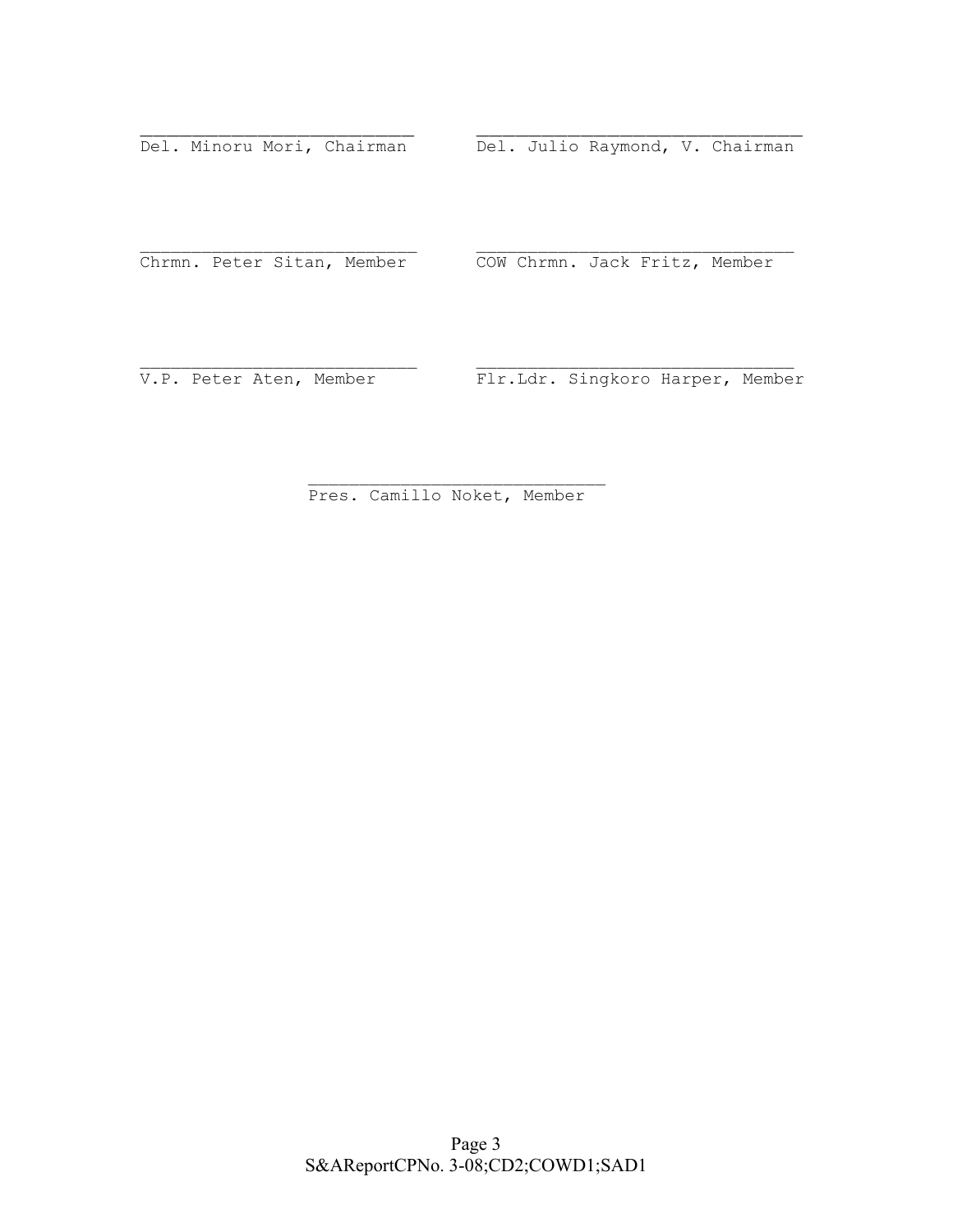| | |
|---|---|
| \_\_\_\_\_\_\_\_\_\_\_\_\_\_\_\_\_\_\_\_\_\_\_\_\_\_ Del. Minoru Mori, Chairman | \_\_\_\_\_\_\_\_\_\_\_\_\_\_\_\_\_\_\_\_\_\_\_\_\_\_\_\_\_\_\_ Del. Julio Raymond, V. Chairman |
| \_\_\_\_\_\_\_\_\_\_\_\_\_\_\_\_\_\_\_\_\_\_\_\_\_\_\_ Chrmn. Peter Sitan, Member | \_\_\_\_\_\_\_\_\_\_\_\_\_\_\_\_\_\_\_\_\_\_\_\_\_\_\_\_\_\_ COW Chrmn. Jack Fritz, Member |
| \_\_\_\_\_\_\_\_\_\_\_\_\_\_\_\_\_\_\_\_\_\_\_\_\_\_\_ V.P. Peter Aten, Member | \_\_\_\_\_\_\_\_\_\_\_\_\_\_\_\_\_\_\_\_\_\_\_\_\_\_\_\_\_\_ Flr.Ldr. Singkoro Harper, Member |

\_\_\_\_\_\_\_\_\_\_\_\_\_\_\_\_\_\_\_\_\_\_\_\_\_\_\_\_\_
Pres. Camillo Noket, Member

S&AReportCPNo. 3-08;CD2;COWD1;SAD1